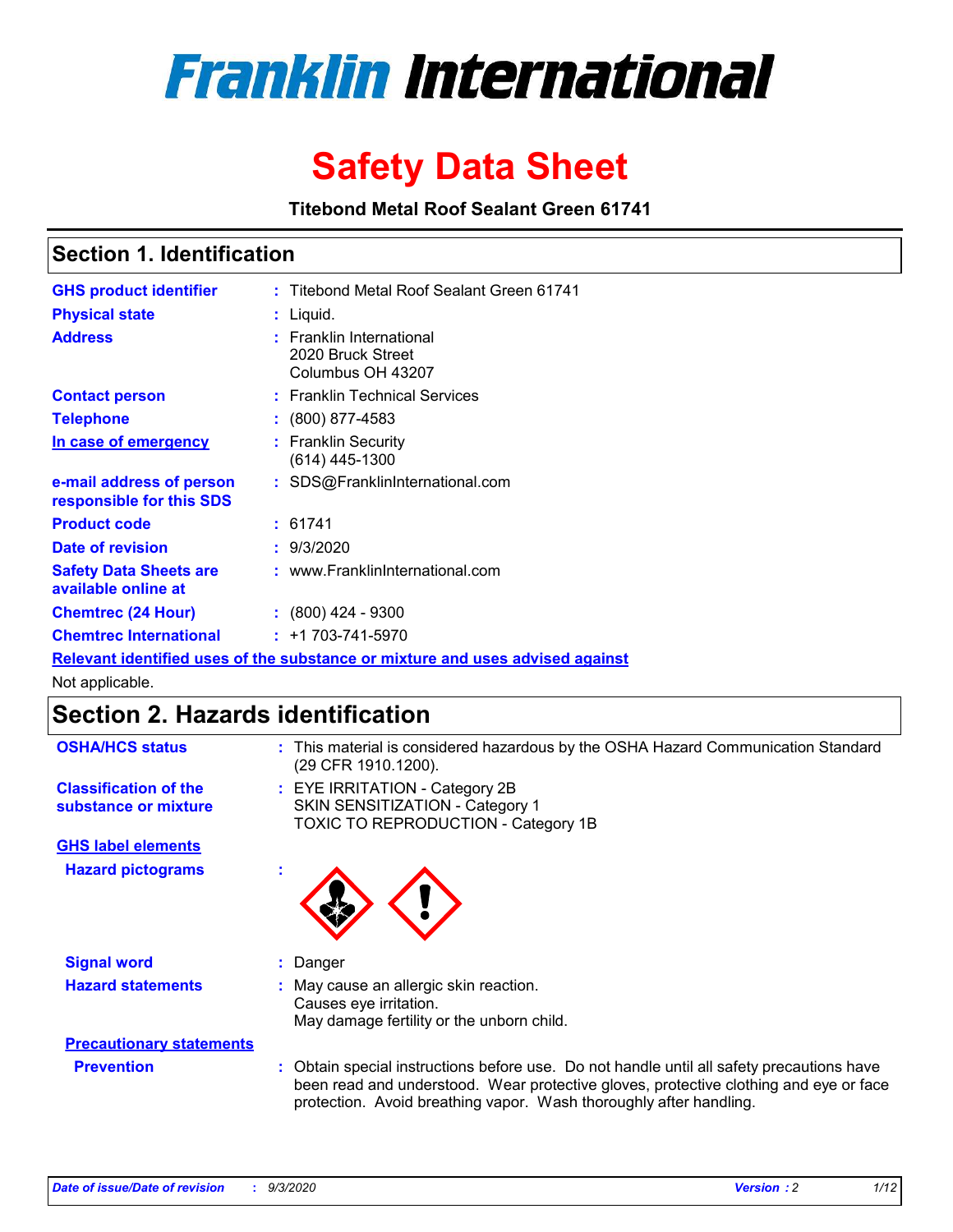# Franklin International

# Safety Data Sheet

**Titebond Metal Roof Sealant Green 61741**

## Section 1. Identification

| | | |
|---|---|---|
| **GHS product identifier** | : | Titebond Metal Roof Sealant Green 61741 |
| **Physical state** | : | Liquid. |
| **Address** | : | Franklin International<br>2020 Bruck Street<br>Columbus OH 43207 |
| **Contact person** | : | Franklin Technical Services |
| **Telephone** | : | (800) 877-4583 |
| **In case of emergency** | : | Franklin Security<br>(614) 445-1300 |
| **e-mail address of person responsible for this SDS** | : | SDS@FranklinInternational.com |
| **Product code** | : | 61741 |
| **Date of revision** | : | 9/3/2020 |
| **Safety Data Sheets are available online at** | : | www.FranklinInternational.com |
| **Chemtrec (24 Hour)** | : | (800) 424 - 9300 |
| **Chemtrec International** | : | +1 703-741-5970 |

**Relevant identified uses of the substance or mixture and uses advised against**

Not applicable.

## Section 2. Hazards identification

| | | |
|---|---|---|
| **OSHA/HCS status** | : | This material is considered hazardous by the OSHA Hazard Communication Standard (29 CFR 1910.1200). |
| **Classification of the substance or mixture** | : | EYE IRRITATION - Category 2B<br>SKIN SENSITIZATION - Category 1<br>TOXIC TO REPRODUCTION - Category 1B |

**GHS label elements**

| | | |
|---|---|---|
| **Hazard pictograms** | : | |
| **Signal word** | : | Danger |
| **Hazard statements** | : | May cause an allergic skin reaction.<br>Causes eye irritation.<br>May damage fertility or the unborn child. |

**Precautionary statements**

| | | |
|---|---|---|
| **Prevention** | : | Obtain special instructions before use. Do not handle until all safety precautions have been read and understood. Wear protective gloves, protective clothing and eye or face protection. Avoid breathing vapor. Wash thoroughly after handling. |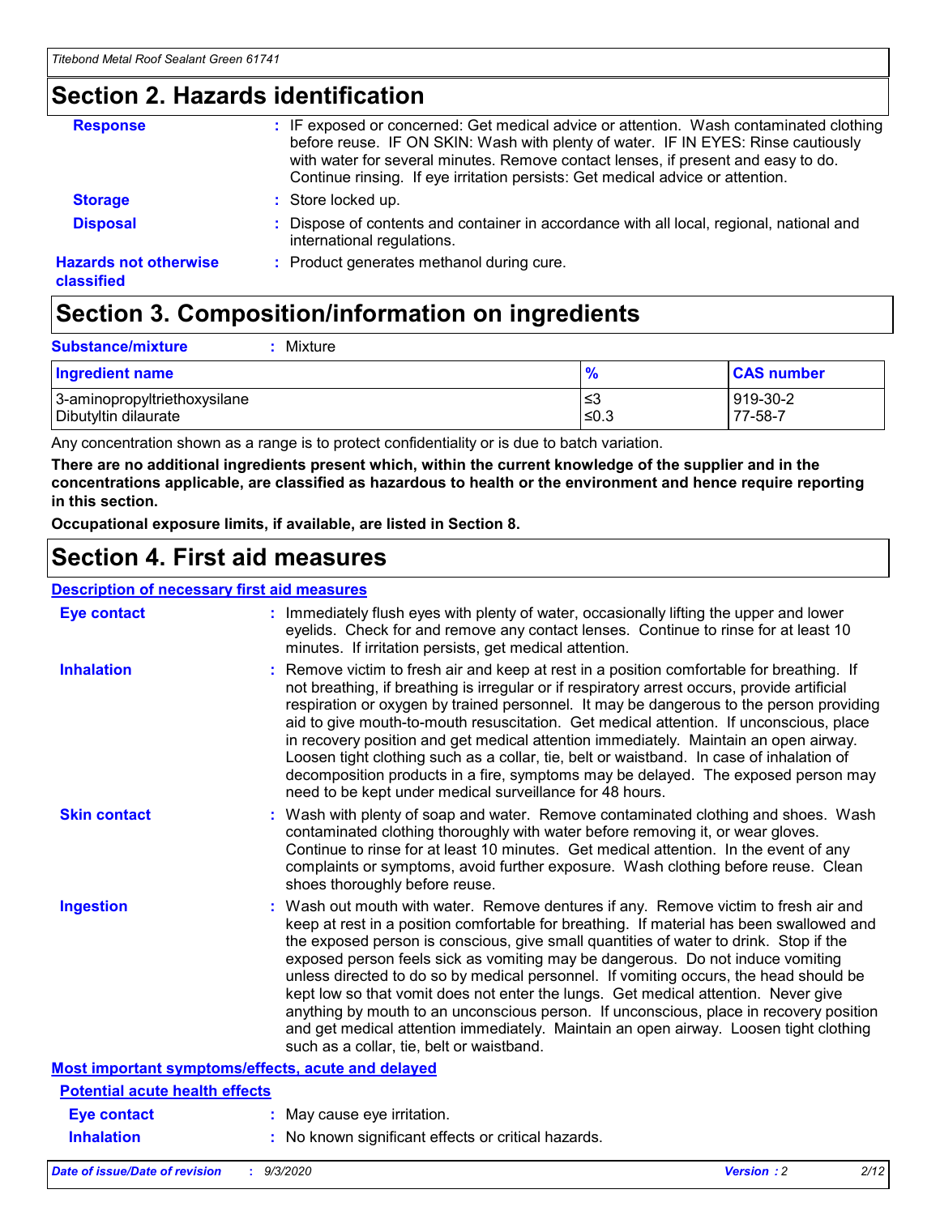## Section 2. Hazards identification

**Response** : IF exposed or concerned: Get medical advice or attention. Wash contaminated clothing before reuse. IF ON SKIN: Wash with plenty of water. IF IN EYES: Rinse cautiously with water for several minutes. Remove contact lenses, if present and easy to do. Continue rinsing. If eye irritation persists: Get medical advice or attention.

**Storage** : Store locked up.

**Disposal** : Dispose of contents and container in accordance with all local, regional, national and international regulations.

**Hazards not otherwise classified** : Product generates methanol during cure.

## Section 3. Composition/information on ingredients

**Substance/mixture** : Mixture

| Ingredient name | % | CAS number |
|---|---|---|
| 3-aminopropyltriethoxysilane | ≤3 | 919-30-2 |
| Dibutyltin dilaurate | ≤0.3 | 77-58-7 |

Any concentration shown as a range is to protect confidentiality or is due to batch variation.

**There are no additional ingredients present which, within the current knowledge of the supplier and in the concentrations applicable, are classified as hazardous to health or the environment and hence require reporting in this section.**

**Occupational exposure limits, if available, are listed in Section 8.**

## Section 4. First aid measures

### Description of necessary first aid measures

**Eye contact** : Immediately flush eyes with plenty of water, occasionally lifting the upper and lower eyelids. Check for and remove any contact lenses. Continue to rinse for at least 10 minutes. If irritation persists, get medical attention.

**Inhalation** : Remove victim to fresh air and keep at rest in a position comfortable for breathing. If not breathing, if breathing is irregular or if respiratory arrest occurs, provide artificial respiration or oxygen by trained personnel. It may be dangerous to the person providing aid to give mouth-to-mouth resuscitation. Get medical attention. If unconscious, place in recovery position and get medical attention immediately. Maintain an open airway. Loosen tight clothing such as a collar, tie, belt or waistband. In case of inhalation of decomposition products in a fire, symptoms may be delayed. The exposed person may need to be kept under medical surveillance for 48 hours.

**Skin contact** : Wash with plenty of soap and water. Remove contaminated clothing and shoes. Wash contaminated clothing thoroughly with water before removing it, or wear gloves. Continue to rinse for at least 10 minutes. Get medical attention. In the event of any complaints or symptoms, avoid further exposure. Wash clothing before reuse. Clean shoes thoroughly before reuse.

**Ingestion** : Wash out mouth with water. Remove dentures if any. Remove victim to fresh air and keep at rest in a position comfortable for breathing. If material has been swallowed and the exposed person is conscious, give small quantities of water to drink. Stop if the exposed person feels sick as vomiting may be dangerous. Do not induce vomiting unless directed to do so by medical personnel. If vomiting occurs, the head should be kept low so that vomit does not enter the lungs. Get medical attention. Never give anything by mouth to an unconscious person. If unconscious, place in recovery position and get medical attention immediately. Maintain an open airway. Loosen tight clothing such as a collar, tie, belt or waistband.

### Most important symptoms/effects, acute and delayed

#### Potential acute health effects

**Eye contact** : May cause eye irritation.

**Inhalation** : No known significant effects or critical hazards.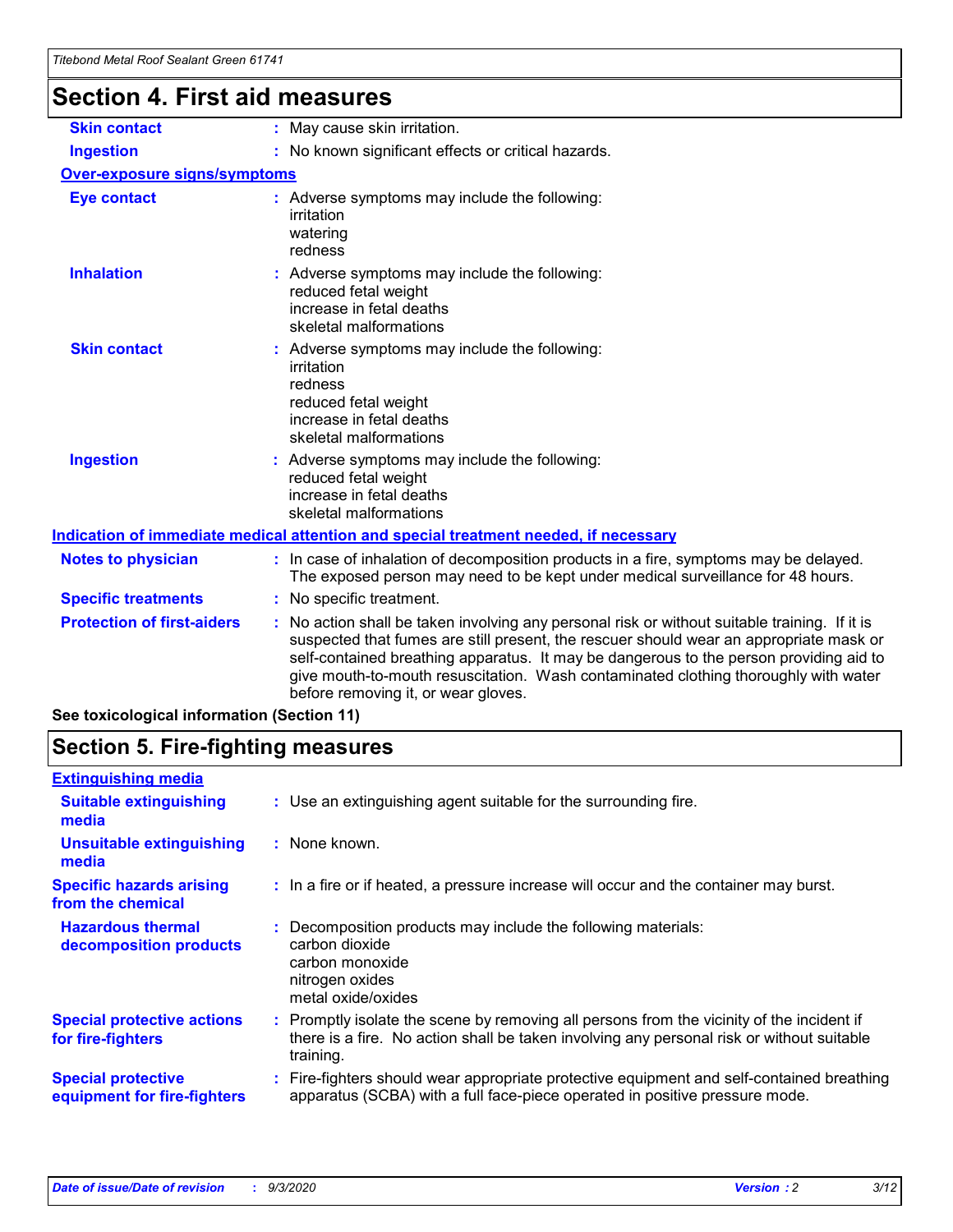## Section 4. First aid measures

| | | |
|---|---|---|
| **Skin contact** | : | May cause skin irritation. |
| **Ingestion** | : | No known significant effects or critical hazards. |

**Over-exposure signs/symptoms**

| | | |
|---|---|---|
| **Eye contact** | : | Adverse symptoms may include the following:<br>irritation<br>watering<br>redness |
| **Inhalation** | : | Adverse symptoms may include the following:<br>reduced fetal weight<br>increase in fetal deaths<br>skeletal malformations |
| **Skin contact** | : | Adverse symptoms may include the following:<br>irritation<br>redness<br>reduced fetal weight<br>increase in fetal deaths<br>skeletal malformations |
| **Ingestion** | : | Adverse symptoms may include the following:<br>reduced fetal weight<br>increase in fetal deaths<br>skeletal malformations |

**Indication of immediate medical attention and special treatment needed, if necessary**

| | | |
|---|---|---|
| **Notes to physician** | : | In case of inhalation of decomposition products in a fire, symptoms may be delayed. The exposed person may need to be kept under medical surveillance for 48 hours. |
| **Specific treatments** | : | No specific treatment. |
| **Protection of first-aiders** | : | No action shall be taken involving any personal risk or without suitable training. If it is suspected that fumes are still present, the rescuer should wear an appropriate mask or self-contained breathing apparatus. It may be dangerous to the person providing aid to give mouth-to-mouth resuscitation. Wash contaminated clothing thoroughly with water before removing it, or wear gloves. |

**See toxicological information (Section 11)**

## Section 5. Fire-fighting measures

**Extinguishing media**

| | | |
|---|---|---|
| **Suitable extinguishing media** | : | Use an extinguishing agent suitable for the surrounding fire. |
| **Unsuitable extinguishing media** | : | None known. |
| **Specific hazards arising from the chemical** | : | In a fire or if heated, a pressure increase will occur and the container may burst. |
| **Hazardous thermal decomposition products** | : | Decomposition products may include the following materials:<br>carbon dioxide<br>carbon monoxide<br>nitrogen oxides<br>metal oxide/oxides |
| **Special protective actions for fire-fighters** | : | Promptly isolate the scene by removing all persons from the vicinity of the incident if there is a fire. No action shall be taken involving any personal risk or without suitable training. |
| **Special protective equipment for fire-fighters** | : | Fire-fighters should wear appropriate protective equipment and self-contained breathing apparatus (SCBA) with a full face-piece operated in positive pressure mode. |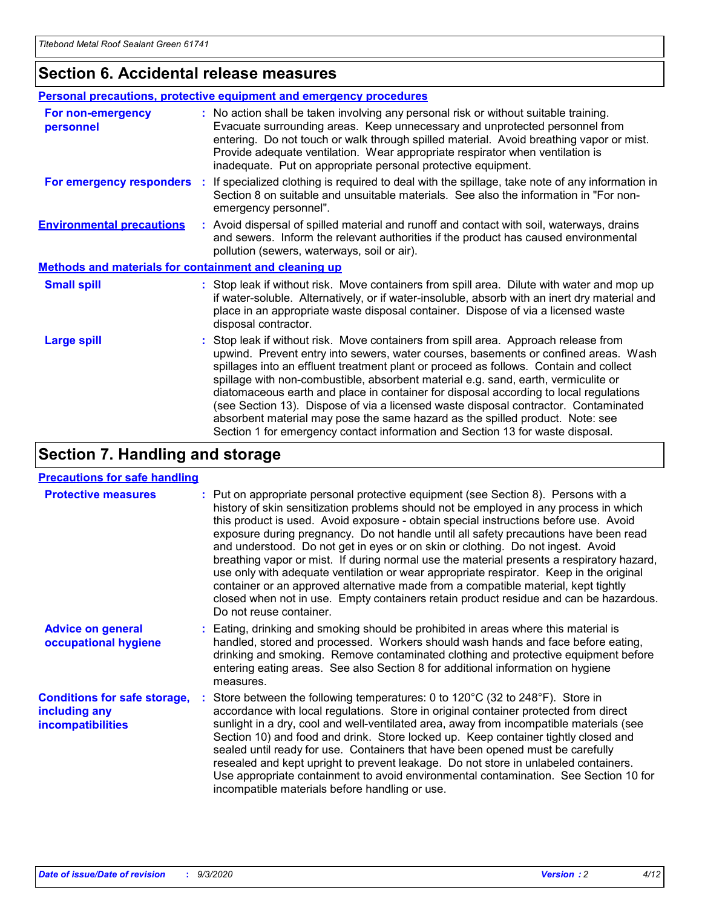## Section 6. Accidental release measures

### Personal precautions, protective equipment and emergency procedures

**For non-emergency personnel** : No action shall be taken involving any personal risk or without suitable training. Evacuate surrounding areas. Keep unnecessary and unprotected personnel from entering. Do not touch or walk through spilled material. Avoid breathing vapor or mist. Provide adequate ventilation. Wear appropriate respirator when ventilation is inadequate. Put on appropriate personal protective equipment.

**For emergency responders** : If specialized clothing is required to deal with the spillage, take note of any information in Section 8 on suitable and unsuitable materials. See also the information in "For non-emergency personnel".

**Environmental precautions** : Avoid dispersal of spilled material and runoff and contact with soil, waterways, drains and sewers. Inform the relevant authorities if the product has caused environmental pollution (sewers, waterways, soil or air).

### Methods and materials for containment and cleaning up

**Small spill** : Stop leak if without risk. Move containers from spill area. Dilute with water and mop up if water-soluble. Alternatively, or if water-insoluble, absorb with an inert dry material and place in an appropriate waste disposal container. Dispose of via a licensed waste disposal contractor.

**Large spill** : Stop leak if without risk. Move containers from spill area. Approach release from upwind. Prevent entry into sewers, water courses, basements or confined areas. Wash spillages into an effluent treatment plant or proceed as follows. Contain and collect spillage with non-combustible, absorbent material e.g. sand, earth, vermiculite or diatomaceous earth and place in container for disposal according to local regulations (see Section 13). Dispose of via a licensed waste disposal contractor. Contaminated absorbent material may pose the same hazard as the spilled product. Note: see Section 1 for emergency contact information and Section 13 for waste disposal.

## Section 7. Handling and storage

### Precautions for safe handling

**Protective measures** : Put on appropriate personal protective equipment (see Section 8). Persons with a history of skin sensitization problems should not be employed in any process in which this product is used. Avoid exposure - obtain special instructions before use. Avoid exposure during pregnancy. Do not handle until all safety precautions have been read and understood. Do not get in eyes or on skin or clothing. Do not ingest. Avoid breathing vapor or mist. If during normal use the material presents a respiratory hazard, use only with adequate ventilation or wear appropriate respirator. Keep in the original container or an approved alternative made from a compatible material, kept tightly closed when not in use. Empty containers retain product residue and can be hazardous. Do not reuse container.

**Advice on general occupational hygiene** : Eating, drinking and smoking should be prohibited in areas where this material is handled, stored and processed. Workers should wash hands and face before eating, drinking and smoking. Remove contaminated clothing and protective equipment before entering eating areas. See also Section 8 for additional information on hygiene measures.

**Conditions for safe storage, including any incompatibilities** : Store between the following temperatures: 0 to 120°C (32 to 248°F). Store in accordance with local regulations. Store in original container protected from direct sunlight in a dry, cool and well-ventilated area, away from incompatible materials (see Section 10) and food and drink. Store locked up. Keep container tightly closed and sealed until ready for use. Containers that have been opened must be carefully resealed and kept upright to prevent leakage. Do not store in unlabeled containers. Use appropriate containment to avoid environmental contamination. See Section 10 for incompatible materials before handling or use.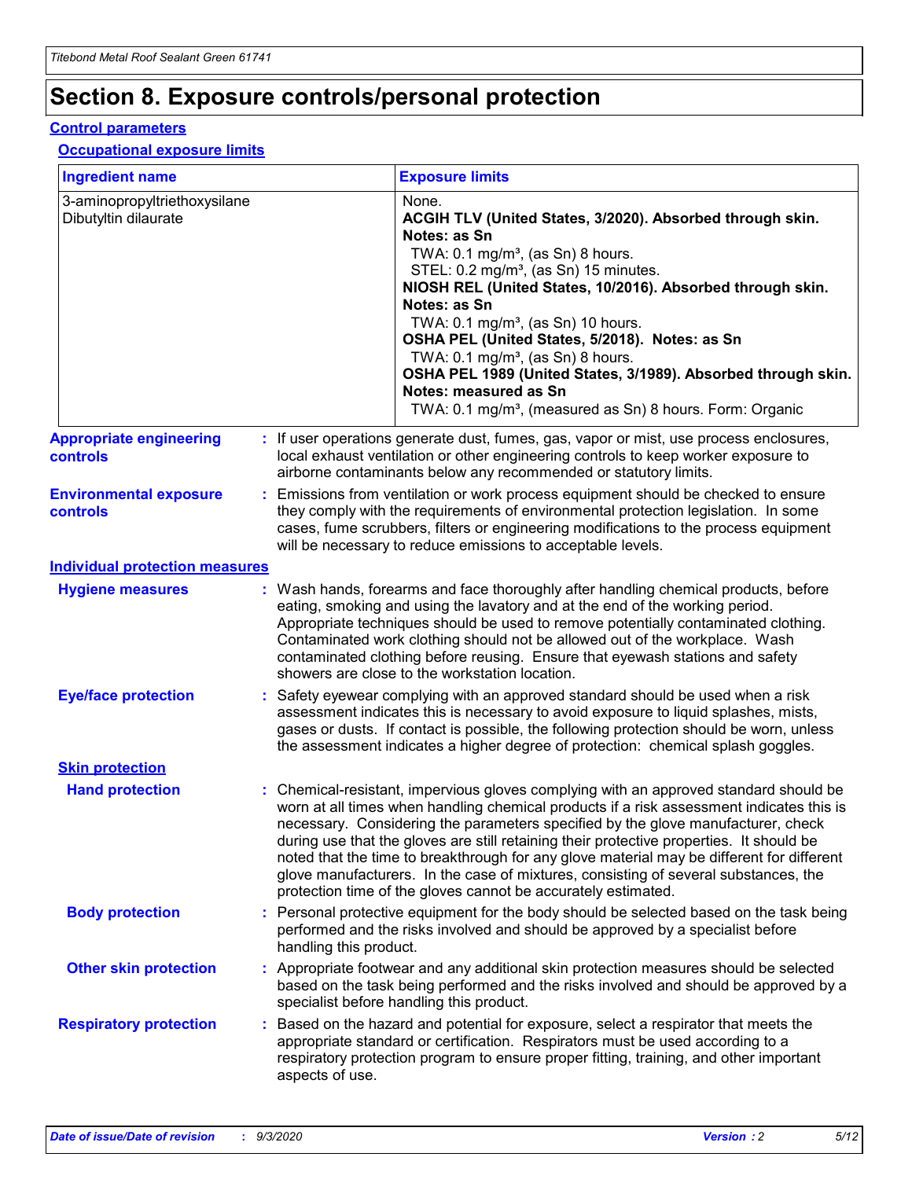# Section 8. Exposure controls/personal protection

## Control parameters

### Occupational exposure limits

| Ingredient name | Exposure limits |
| --- | --- |
| 3-aminopropyltriethoxysilane | None. |
| Dibutyltin dilaurate | **ACGIH TLV (United States, 3/2020). Absorbed through skin. Notes: as Sn**<br>TWA: 0.1 mg/m³, (as Sn) 8 hours.<br>STEL: 0.2 mg/m³, (as Sn) 15 minutes.<br>**NIOSH REL (United States, 10/2016). Absorbed through skin. Notes: as Sn**<br>TWA: 0.1 mg/m³, (as Sn) 10 hours.<br>**OSHA PEL (United States, 5/2018). Notes: as Sn**<br>TWA: 0.1 mg/m³, (as Sn) 8 hours.<br>**OSHA PEL 1989 (United States, 3/1989). Absorbed through skin. Notes: measured as Sn**<br>TWA: 0.1 mg/m³, (measured as Sn) 8 hours. Form: Organic |

**Appropriate engineering controls** : If user operations generate dust, fumes, gas, vapor or mist, use process enclosures, local exhaust ventilation or other engineering controls to keep worker exposure to airborne contaminants below any recommended or statutory limits.

**Environmental exposure controls** : Emissions from ventilation or work process equipment should be checked to ensure they comply with the requirements of environmental protection legislation. In some cases, fume scrubbers, filters or engineering modifications to the process equipment will be necessary to reduce emissions to acceptable levels.

## Individual protection measures

**Hygiene measures** : Wash hands, forearms and face thoroughly after handling chemical products, before eating, smoking and using the lavatory and at the end of the working period. Appropriate techniques should be used to remove potentially contaminated clothing. Contaminated work clothing should not be allowed out of the workplace. Wash contaminated clothing before reusing. Ensure that eyewash stations and safety showers are close to the workstation location.

**Eye/face protection** : Safety eyewear complying with an approved standard should be used when a risk assessment indicates this is necessary to avoid exposure to liquid splashes, mists, gases or dusts. If contact is possible, the following protection should be worn, unless the assessment indicates a higher degree of protection: chemical splash goggles.

### Skin protection

**Hand protection** : Chemical-resistant, impervious gloves complying with an approved standard should be worn at all times when handling chemical products if a risk assessment indicates this is necessary. Considering the parameters specified by the glove manufacturer, check during use that the gloves are still retaining their protective properties. It should be noted that the time to breakthrough for any glove material may be different for different glove manufacturers. In the case of mixtures, consisting of several substances, the protection time of the gloves cannot be accurately estimated.

**Body protection** : Personal protective equipment for the body should be selected based on the task being performed and the risks involved and should be approved by a specialist before handling this product.

**Other skin protection** : Appropriate footwear and any additional skin protection measures should be selected based on the task being performed and the risks involved and should be approved by a specialist before handling this product.

**Respiratory protection** : Based on the hazard and potential for exposure, select a respirator that meets the appropriate standard or certification. Respirators must be used according to a respiratory protection program to ensure proper fitting, training, and other important aspects of use.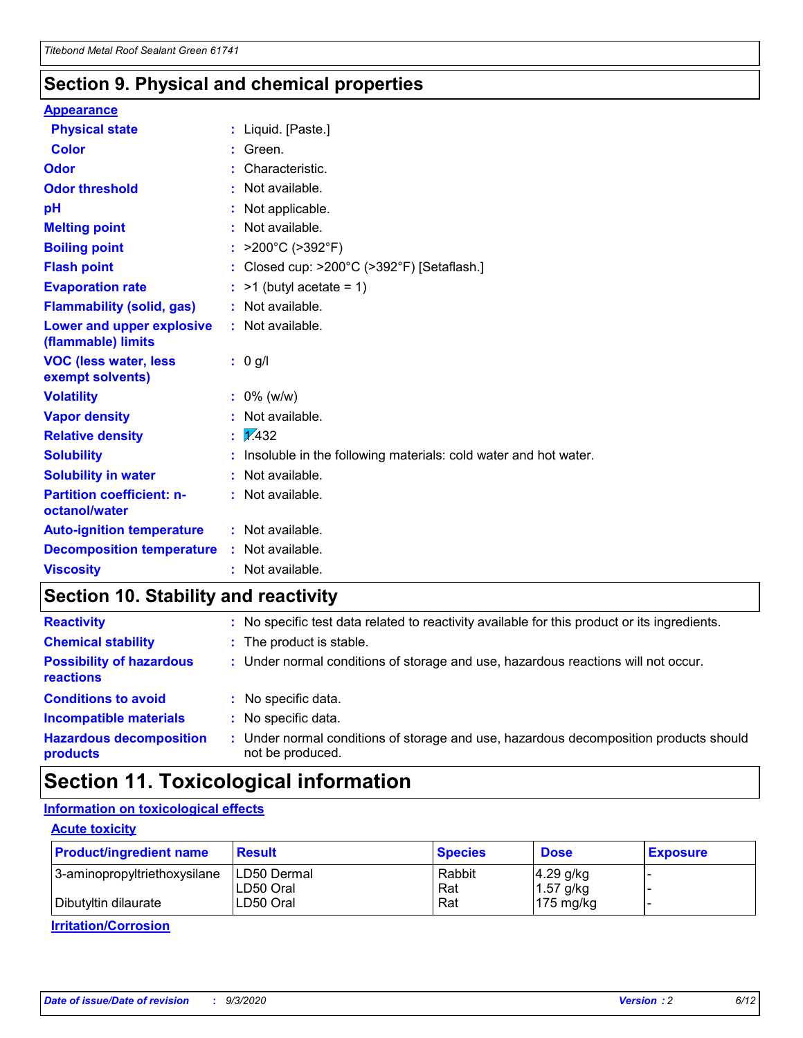## Section 9. Physical and chemical properties

**Appearance**

| | |
|---|---|
| **Physical state** | : Liquid. [Paste.] |
| **Color** | : Green. |
| **Odor** | : Characteristic. |
| **Odor threshold** | : Not available. |
| **pH** | : Not applicable. |
| **Melting point** | : Not available. |
| **Boiling point** | : >200°C (>392°F) |
| **Flash point** | : Closed cup: >200°C (>392°F) [Setaflash.] |
| **Evaporation rate** | : >1 (butyl acetate = 1) |
| **Flammability (solid, gas)** | : Not available. |
| **Lower and upper explosive (flammable) limits** | : Not available. |
| **VOC (less water, less exempt solvents)** | : 0 g/l |
| **Volatility** | : 0% (w/w) |
| **Vapor density** | : Not available. |
| **Relative density** | : 1.432 |
| **Solubility** | : Insoluble in the following materials: cold water and hot water. |
| **Solubility in water** | : Not available. |
| **Partition coefficient: n-octanol/water** | : Not available. |
| **Auto-ignition temperature** | : Not available. |
| **Decomposition temperature** | : Not available. |
| **Viscosity** | : Not available. |

## Section 10. Stability and reactivity

| | |
|---|---|
| **Reactivity** | : No specific test data related to reactivity available for this product or its ingredients. |
| **Chemical stability** | : The product is stable. |
| **Possibility of hazardous reactions** | : Under normal conditions of storage and use, hazardous reactions will not occur. |
| **Conditions to avoid** | : No specific data. |
| **Incompatible materials** | : No specific data. |
| **Hazardous decomposition products** | : Under normal conditions of storage and use, hazardous decomposition products should not be produced. |

## Section 11. Toxicological information

**Information on toxicological effects**

**Acute toxicity**

| Product/ingredient name | Result | Species | Dose | Exposure |
|---|---|---|---|---|
| 3-aminopropyltriethoxysilane | LD50 Dermal | Rabbit | 4.29 g/kg | - |
| | LD50 Oral | Rat | 1.57 g/kg | - |
| Dibutyltin dilaurate | LD50 Oral | Rat | 175 mg/kg | - |

**Irritation/Corrosion**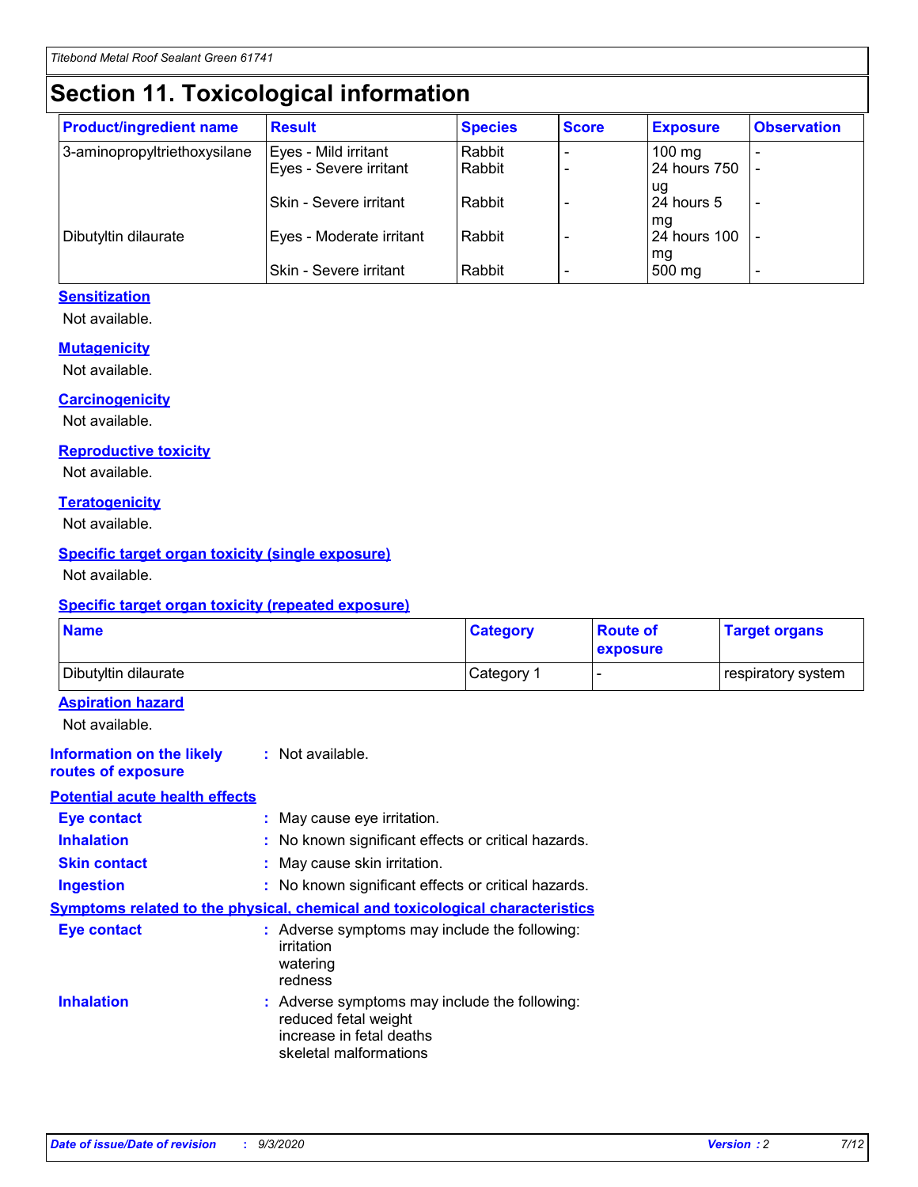# Section 11. Toxicological information

| Product/ingredient name | Result | Species | Score | Exposure | Observation |
|---|---|---|---|---|---|
| 3-aminopropyltriethoxysilane | Eyes - Mild irritant | Rabbit | - | 100 mg | - |
| | Eyes - Severe irritant | Rabbit | - | 24 hours 750 ug | - |
| | Skin - Severe irritant | Rabbit | - | 24 hours 5 mg | - |
| Dibutyltin dilaurate | Eyes - Moderate irritant | Rabbit | - | 24 hours 100 mg | - |
| | Skin - Severe irritant | Rabbit | - | 500 mg | - |

### Sensitization

Not available.

### Mutagenicity

Not available.

### Carcinogenicity

Not available.

### Reproductive toxicity

Not available.

### Teratogenicity

Not available.

### Specific target organ toxicity (single exposure)

Not available.

### Specific target organ toxicity (repeated exposure)

| Name | Category | Route of exposure | Target organs |
|---|---|---|---|
| Dibutyltin dilaurate | Category 1 | - | respiratory system |

### Aspiration hazard

Not available.

**Information on the likely routes of exposure** : Not available.

### Potential acute health effects

**Eye contact** : May cause eye irritation.

**Inhalation** : No known significant effects or critical hazards.

**Skin contact** : May cause skin irritation.

**Ingestion** : No known significant effects or critical hazards.

### Symptoms related to the physical, chemical and toxicological characteristics

**Eye contact** : Adverse symptoms may include the following:
irritation
watering
redness

**Inhalation** : Adverse symptoms may include the following:
reduced fetal weight
increase in fetal deaths
skeletal malformations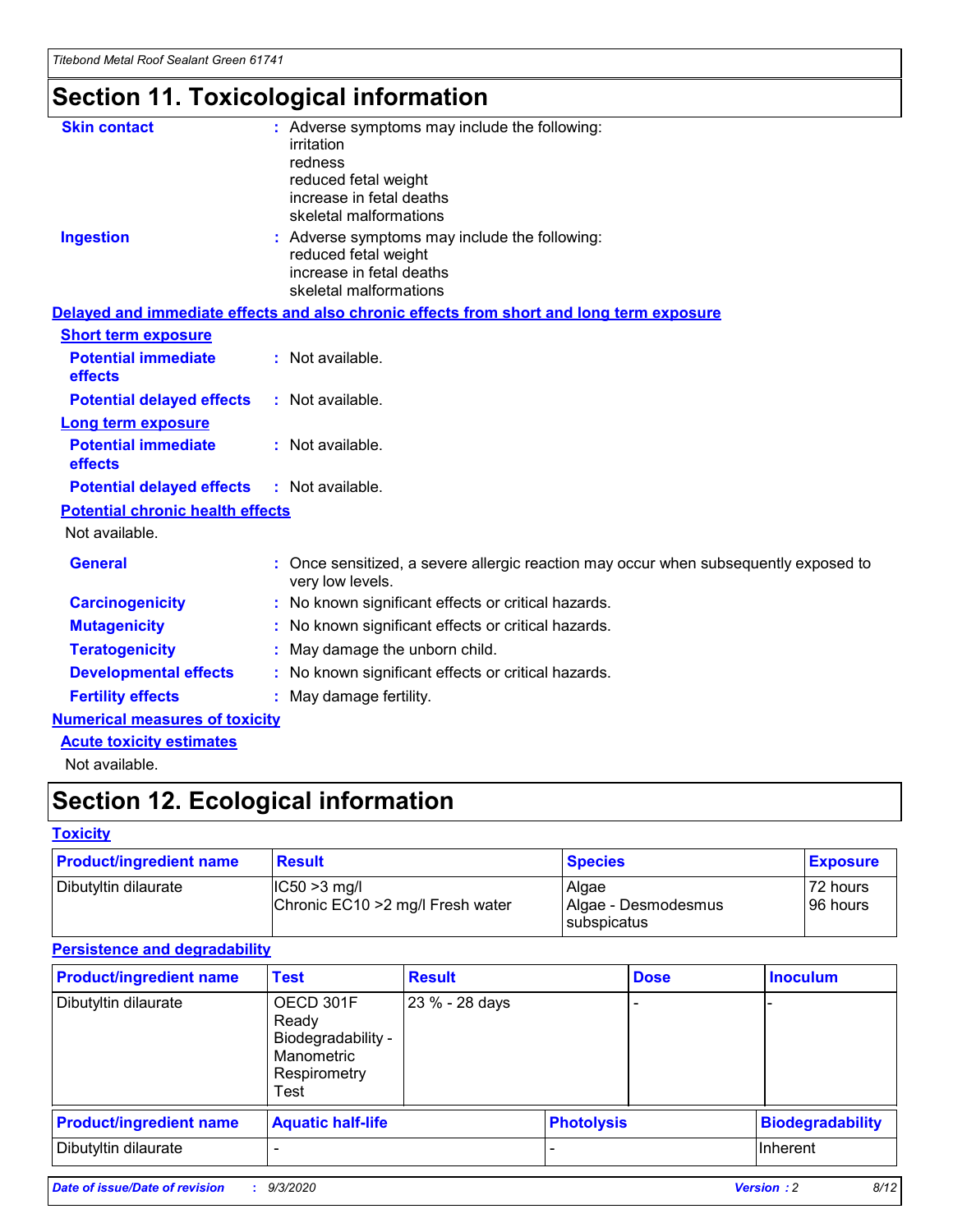# Section 11. Toxicological information

**Skin contact** : Adverse symptoms may include the following:
irritation
redness
reduced fetal weight
increase in fetal deaths
skeletal malformations

**Ingestion** : Adverse symptoms may include the following:
reduced fetal weight
increase in fetal deaths
skeletal malformations

**Delayed and immediate effects and also chronic effects from short and long term exposure**

**Short term exposure**

**Potential immediate effects** : Not available.

**Potential delayed effects** : Not available.

**Long term exposure**

**Potential immediate effects** : Not available.

**Potential delayed effects** : Not available.

**Potential chronic health effects**

Not available.

**General** : Once sensitized, a severe allergic reaction may occur when subsequently exposed to very low levels.

**Carcinogenicity** : No known significant effects or critical hazards.

**Mutagenicity** : No known significant effects or critical hazards.

**Teratogenicity** : May damage the unborn child.

**Developmental effects** : No known significant effects or critical hazards.

**Fertility effects** : May damage fertility.

**Numerical measures of toxicity**

**Acute toxicity estimates**

Not available.

# Section 12. Ecological information

**Toxicity**

| Product/ingredient name | Result | Species | Exposure |
|---|---|---|---|
| Dibutyltin dilaurate | IC50 >3 mg/l<br>Chronic EC10 >2 mg/l Fresh water | Algae<br>Algae - Desmodesmus subspicatus | 72 hours<br>96 hours |

**Persistence and degradability**

| Product/ingredient name | Test | Result | Dose | Inoculum |
|---|---|---|---|---|
| Dibutyltin dilaurate | OECD 301F Ready Biodegradability - Manometric Respirometry Test | 23 % - 28 days | - | - |

| Product/ingredient name | Aquatic half-life | Photolysis | Biodegradability |
|---|---|---|---|
| Dibutyltin dilaurate | - | - | Inherent |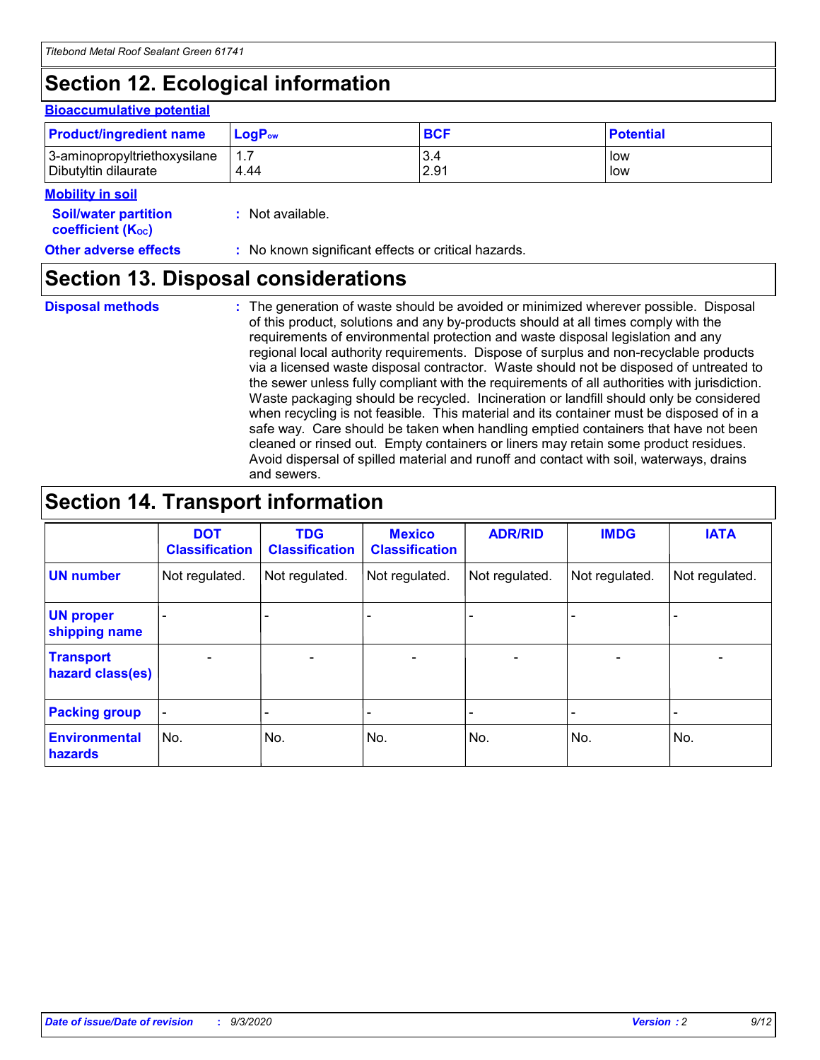## Section 12. Ecological information

### Bioaccumulative potential

| Product/ingredient name | $LogP_{ow}$ | BCF | Potential |
|---|---|---|---|
| 3-aminopropyltriethoxysilane | 1.7 | 3.4 | low |
| Dibutyltin dilaurate | 4.44 | 2.91 | low |

### Mobility in soil

**Soil/water partition coefficient ($K_{OC}$)** : Not available.

**Other adverse effects** : No known significant effects or critical hazards.

## Section 13. Disposal considerations

**Disposal methods** : The generation of waste should be avoided or minimized wherever possible. Disposal of this product, solutions and any by-products should at all times comply with the requirements of environmental protection and waste disposal legislation and any regional local authority requirements. Dispose of surplus and non-recyclable products via a licensed waste disposal contractor. Waste should not be disposed of untreated to the sewer unless fully compliant with the requirements of all authorities with jurisdiction. Waste packaging should be recycled. Incineration or landfill should only be considered when recycling is not feasible. This material and its container must be disposed of in a safe way. Care should be taken when handling emptied containers that have not been cleaned or rinsed out. Empty containers or liners may retain some product residues. Avoid dispersal of spilled material and runoff and contact with soil, waterways, drains and sewers.

## Section 14. Transport information

| | DOT Classification | TDG Classification | Mexico Classification | ADR/RID | IMDG | IATA |
|---|---|---|---|---|---|---|
| UN number | Not regulated. | Not regulated. | Not regulated. | Not regulated. | Not regulated. | Not regulated. |
| UN proper shipping name | - | - | - | - | - | - |
| Transport hazard class(es) | - | - | - | - | - | - |
| Packing group | - | - | - | - | - | - |
| Environmental hazards | No. | No. | No. | No. | No. | No. |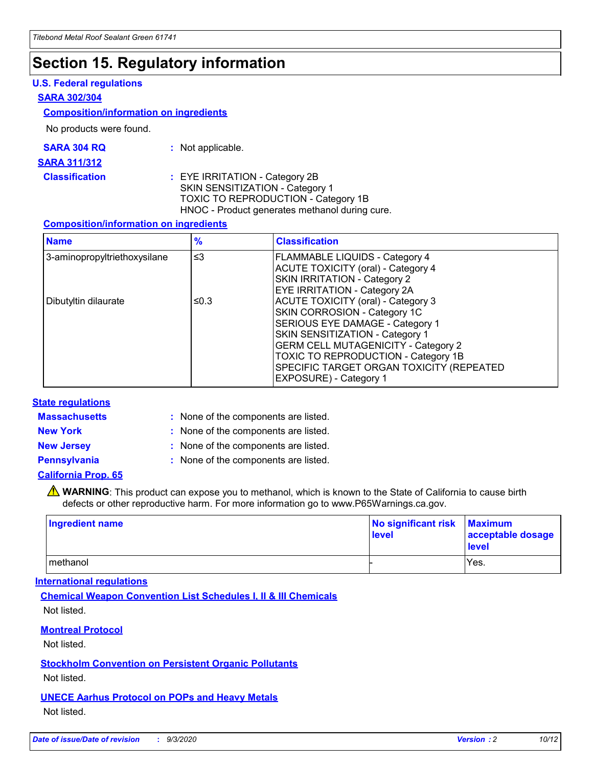# Section 15. Regulatory information

## U.S. Federal regulations

### SARA 302/304

**Composition/information on ingredients**

No products were found.

**SARA 304 RQ** : Not applicable.

### SARA 311/312

**Classification** : EYE IRRITATION - Category 2B
SKIN SENSITIZATION - Category 1
TOXIC TO REPRODUCTION - Category 1B
HNOC - Product generates methanol during cure.

**Composition/information on ingredients**

| Name | % | Classification |
|---|---|---|
| 3-aminopropyltriethoxysilane | ≤3 | FLAMMABLE LIQUIDS - Category 4<br>ACUTE TOXICITY (oral) - Category 4<br>SKIN IRRITATION - Category 2<br>EYE IRRITATION - Category 2A |
| Dibutyltin dilaurate | ≤0.3 | ACUTE TOXICITY (oral) - Category 3<br>SKIN CORROSION - Category 1C<br>SERIOUS EYE DAMAGE - Category 1<br>SKIN SENSITIZATION - Category 1<br>GERM CELL MUTAGENICITY - Category 2<br>TOXIC TO REPRODUCTION - Category 1B<br>SPECIFIC TARGET ORGAN TOXICITY (REPEATED EXPOSURE) - Category 1 |

## State regulations

**Massachusetts** : None of the components are listed.

**New York** : None of the components are listed.

**New Jersey** : None of the components are listed.

**Pennsylvania** : None of the components are listed.

### California Prop. 65

⚠ **WARNING**: This product can expose you to methanol, which is known to the State of California to cause birth defects or other reproductive harm. For more information go to www.P65Warnings.ca.gov.

| Ingredient name | No significant risk level | Maximum acceptable dosage level |
|---|---|---|
| methanol | - | Yes. |

## International regulations

**Chemical Weapon Convention List Schedules I, II & III Chemicals**

Not listed.

**Montreal Protocol**

Not listed.

**Stockholm Convention on Persistent Organic Pollutants**

Not listed.

**UNECE Aarhus Protocol on POPs and Heavy Metals**

Not listed.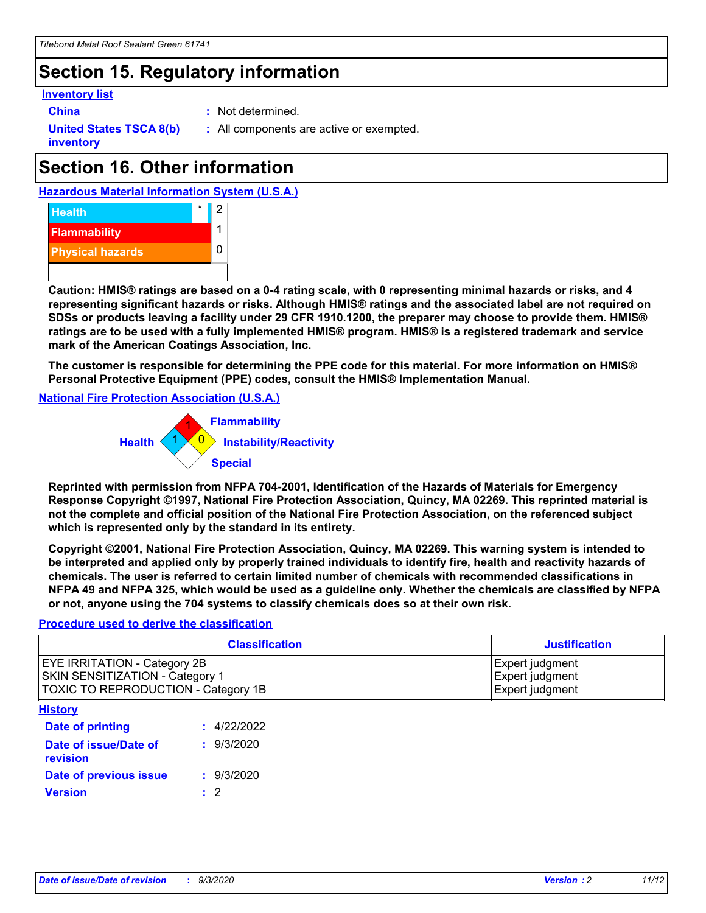# Section 15. Regulatory information

**Inventory list**

**China** : Not determined.

**United States TSCA 8(b) inventory** : All components are active or exempted.

# Section 16. Other information

**Hazardous Material Information System (U.S.A.)**

| | | |
|---|---|---|
| Health | * | 2 |
| Flammability | | 1 |
| Physical hazards | | 0 |

**Caution: HMIS® ratings are based on a 0-4 rating scale, with 0 representing minimal hazards or risks, and 4 representing significant hazards or risks. Although HMIS® ratings and the associated label are not required on SDSs or products leaving a facility under 29 CFR 1910.1200, the preparer may choose to provide them. HMIS® ratings are to be used with a fully implemented HMIS® program. HMIS® is a registered trademark and service mark of the American Coatings Association, Inc.**

**The customer is responsible for determining the PPE code for this material. For more information on HMIS® Personal Protective Equipment (PPE) codes, consult the HMIS® Implementation Manual.**

**National Fire Protection Association (U.S.A.)**

Flammability: 1
Health: 1
Instability/Reactivity: 0
Special:

**Reprinted with permission from NFPA 704-2001, Identification of the Hazards of Materials for Emergency Response Copyright ©1997, National Fire Protection Association, Quincy, MA 02269. This reprinted material is not the complete and official position of the National Fire Protection Association, on the referenced subject which is represented only by the standard in its entirety.**

**Copyright ©2001, National Fire Protection Association, Quincy, MA 02269. This warning system is intended to be interpreted and applied only by properly trained individuals to identify fire, health and reactivity hazards of chemicals. The user is referred to certain limited number of chemicals with recommended classifications in NFPA 49 and NFPA 325, which would be used as a guideline only. Whether the chemicals are classified by NFPA or not, anyone using the 704 systems to classify chemicals does so at their own risk.**

**Procedure used to derive the classification**

| Classification | Justification |
|---|---|
| EYE IRRITATION - Category 2B | Expert judgment |
| SKIN SENSITIZATION - Category 1 | Expert judgment |
| TOXIC TO REPRODUCTION - Category 1B | Expert judgment |

**History**

**Date of printing** : 4/22/2022

**Date of issue/Date of revision** : 9/3/2020

**Date of previous issue** : 9/3/2020

**Version** : 2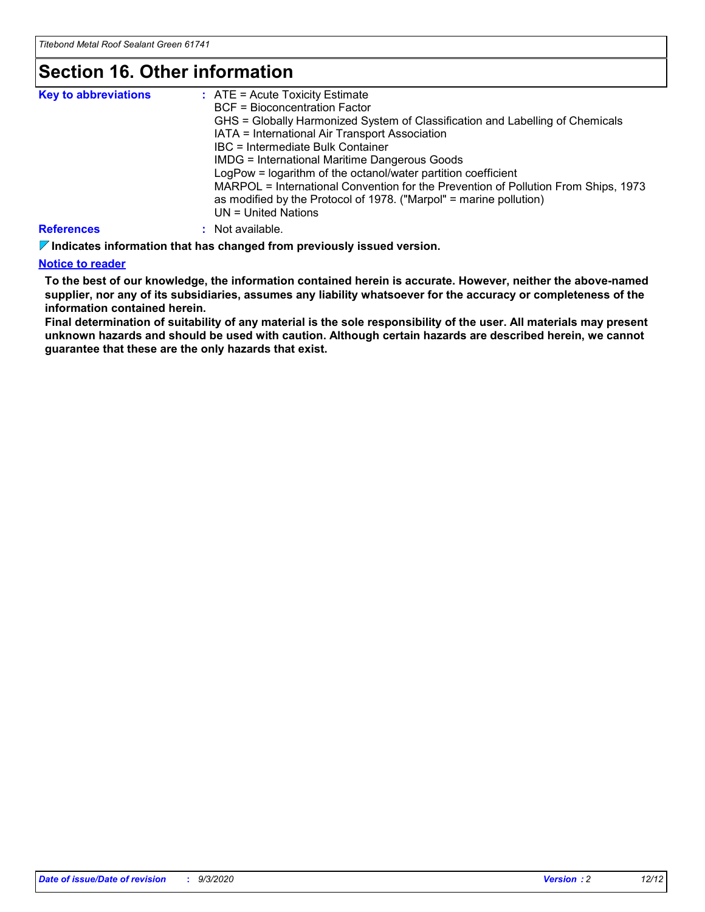# Section 16. Other information

**Key to abbreviations** : ATE = Acute Toxicity Estimate
BCF = Bioconcentration Factor
GHS = Globally Harmonized System of Classification and Labelling of Chemicals
IATA = International Air Transport Association
IBC = Intermediate Bulk Container
IMDG = International Maritime Dangerous Goods
LogPow = logarithm of the octanol/water partition coefficient
MARPOL = International Convention for the Prevention of Pollution From Ships, 1973 as modified by the Protocol of 1978. ("Marpol" = marine pollution)
UN = United Nations

**References** : Not available.

**Indicates information that has changed from previously issued version.**

**Notice to reader**

**To the best of our knowledge, the information contained herein is accurate. However, neither the above-named supplier, nor any of its subsidiaries, assumes any liability whatsoever for the accuracy or completeness of the information contained herein.**

**Final determination of suitability of any material is the sole responsibility of the user. All materials may present unknown hazards and should be used with caution. Although certain hazards are described herein, we cannot guarantee that these are the only hazards that exist.**